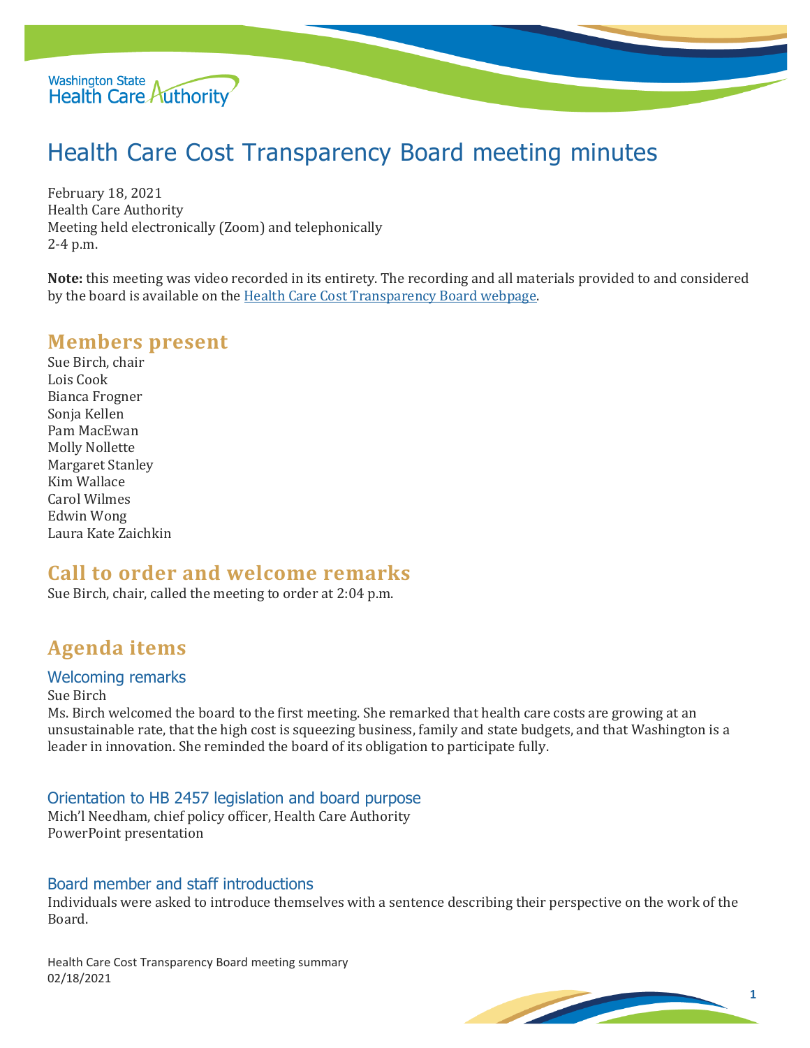# Health Care Cost Transparency Board meeting minutes

February 18, 2021
Health Care Authority
Meeting held electronically (Zoom) and telephonically
2-4 p.m.

**Note:** this meeting was video recorded in its entirety. The recording and all materials provided to and considered by the board is available on the [Health Care Cost Transparency Board webpage](Health Care Cost Transparency Board webpage).

## Members present

Sue Birch, chair
Lois Cook
Bianca Frogner
Sonja Kellen
Pam MacEwan
Molly Nollette
Margaret Stanley
Kim Wallace
Carol Wilmes
Edwin Wong
Laura Kate Zaichkin

## Call to order and welcome remarks

Sue Birch, chair, called the meeting to order at 2:04 p.m.

## Agenda items

### Welcoming remarks

Sue Birch
Ms. Birch welcomed the board to the first meeting. She remarked that health care costs are growing at an unsustainable rate, that the high cost is squeezing business, family and state budgets, and that Washington is a leader in innovation. She reminded the board of its obligation to participate fully.

### Orientation to HB 2457 legislation and board purpose

Mich'l Needham, chief policy officer, Health Care Authority
PowerPoint presentation

### Board member and staff introductions

Individuals were asked to introduce themselves with a sentence describing their perspective on the work of the Board.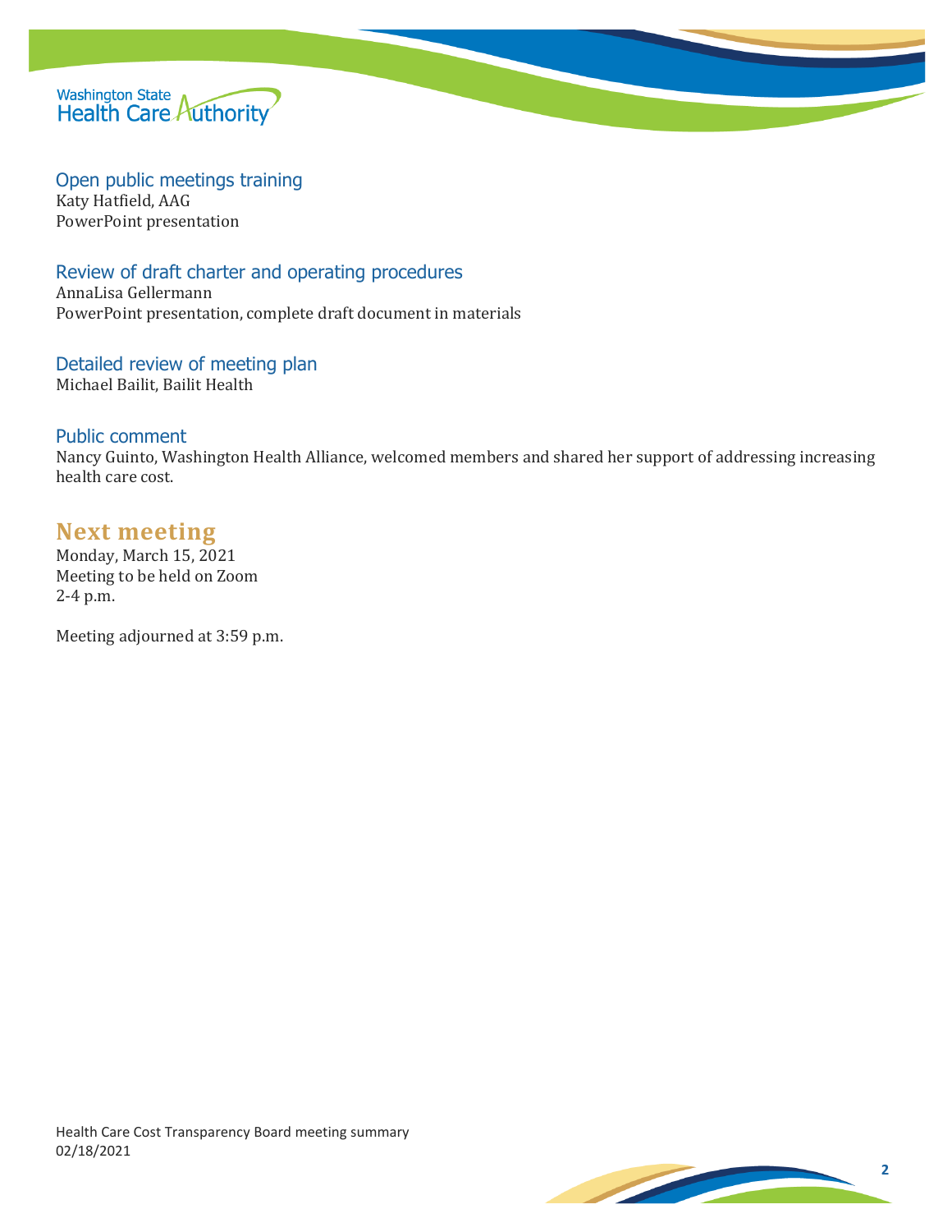### Open public meetings training

Katy Hatfield, AAG
PowerPoint presentation

### Review of draft charter and operating procedures

AnnaLisa Gellermann
PowerPoint presentation, complete draft document in materials

### Detailed review of meeting plan

Michael Bailit, Bailit Health

### Public comment

Nancy Guinto, Washington Health Alliance, welcomed members and shared her support of addressing increasing health care cost.

## Next meeting

Monday, March 15, 2021
Meeting to be held on Zoom
2-4 p.m.

Meeting adjourned at 3:59 p.m.